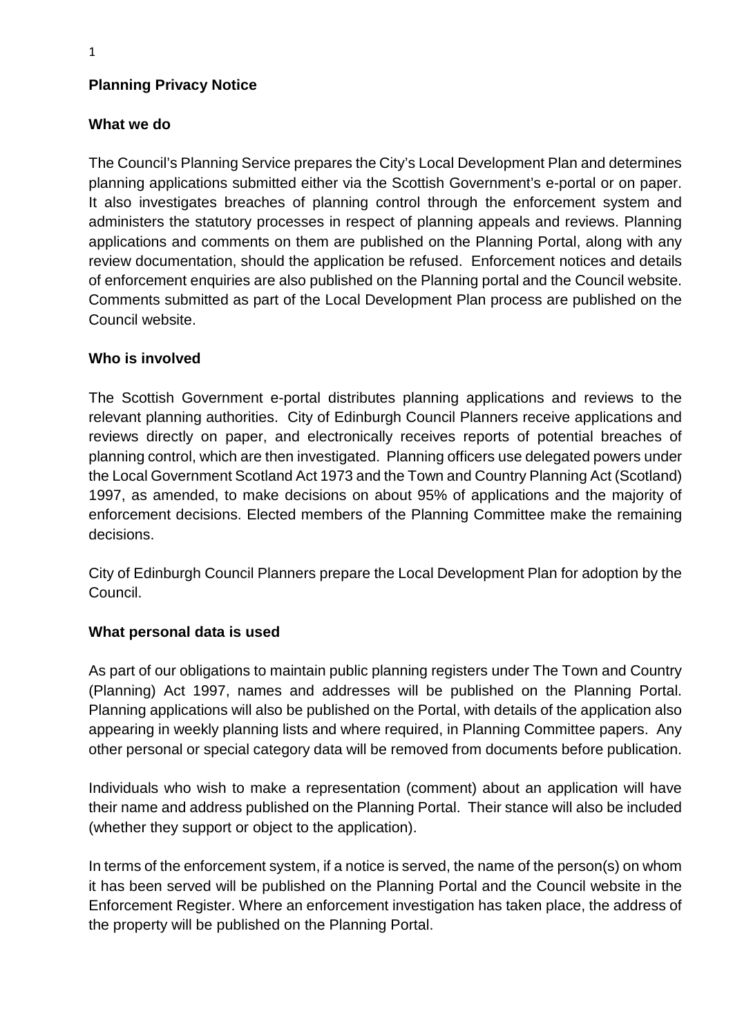# Planning Privacy Notice

## What we do

The Council's Planning Service prepares the City's Local Development Plan and determines planning applications submitted either via the Scottish Government's e-portal or on paper. It also investigates breaches of planning control through the enforcement system and administers the statutory processes in respect of planning appeals and reviews. Planning applications and comments on them are published on the Planning Portal, along with any review documentation, should the application be refused. Enforcement notices and details of enforcement enquiries are also published on the Planning portal and the Council website. Comments submitted as part of the Local Development Plan process are published on the Council website.

## Who is involved

The Scottish Government e-portal distributes planning applications and reviews to the relevant planning authorities. City of Edinburgh Council Planners receive applications and reviews directly on paper, and electronically receives reports of potential breaches of planning control, which are then investigated. Planning officers use delegated powers under the Local Government Scotland Act 1973 and the Town and Country Planning Act (Scotland) 1997, as amended, to make decisions on about 95% of applications and the majority of enforcement decisions. Elected members of the Planning Committee make the remaining decisions.

City of Edinburgh Council Planners prepare the Local Development Plan for adoption by the Council.

## What personal data is used

As part of our obligations to maintain public planning registers under The Town and Country (Planning) Act 1997, names and addresses will be published on the Planning Portal. Planning applications will also be published on the Portal, with details of the application also appearing in weekly planning lists and where required, in Planning Committee papers. Any other personal or special category data will be removed from documents before publication.

Individuals who wish to make a representation (comment) about an application will have their name and address published on the Planning Portal. Their stance will also be included (whether they support or object to the application).

In terms of the enforcement system, if a notice is served, the name of the person(s) on whom it has been served will be published on the Planning Portal and the Council website in the Enforcement Register. Where an enforcement investigation has taken place, the address of the property will be published on the Planning Portal.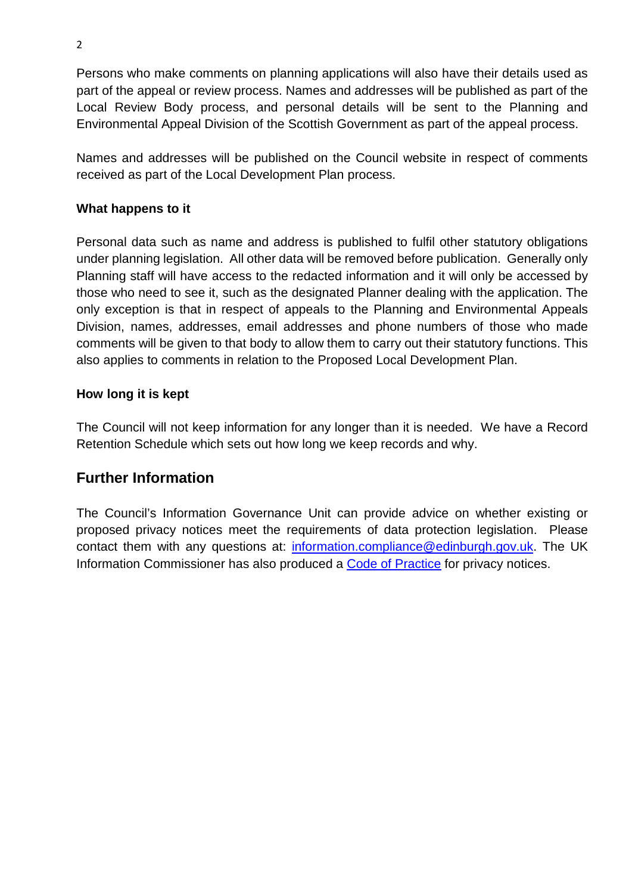Persons who make comments on planning applications will also have their details used as part of the appeal or review process. Names and addresses will be published as part of the Local Review Body process, and personal details will be sent to the Planning and Environmental Appeal Division of the Scottish Government as part of the appeal process.

Names and addresses will be published on the Council website in respect of comments received as part of the Local Development Plan process.

**What happens to it**

Personal data such as name and address is published to fulfil other statutory obligations under planning legislation. All other data will be removed before publication. Generally only Planning staff will have access to the redacted information and it will only be accessed by those who need to see it, such as the designated Planner dealing with the application. The only exception is that in respect of appeals to the Planning and Environmental Appeals Division, names, addresses, email addresses and phone numbers of those who made comments will be given to that body to allow them to carry out their statutory functions. This also applies to comments in relation to the Proposed Local Development Plan.

**How long it is kept**

The Council will not keep information for any longer than it is needed. We have a Record Retention Schedule which sets out how long we keep records and why.

## Further Information

The Council's Information Governance Unit can provide advice on whether existing or proposed privacy notices meet the requirements of data protection legislation. Please contact them with any questions at: information.compliance@edinburgh.gov.uk. The UK Information Commissioner has also produced a Code of Practice for privacy notices.